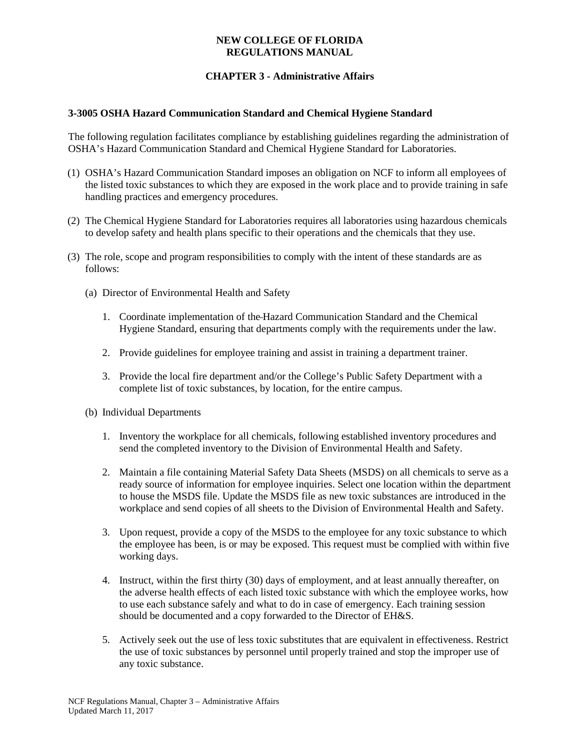# NEW COLLEGE OF FLORIDA
# REGULATIONS MANUAL

## CHAPTER 3 - Administrative Affairs

### 3-3005 OSHA Hazard Communication Standard and Chemical Hygiene Standard

The following regulation facilitates compliance by establishing guidelines regarding the administration of OSHA's Hazard Communication Standard and Chemical Hygiene Standard for Laboratories.

(1) OSHA's Hazard Communication Standard imposes an obligation on NCF to inform all employees of the listed toxic substances to which they are exposed in the work place and to provide training in safe handling practices and emergency procedures.

(2) The Chemical Hygiene Standard for Laboratories requires all laboratories using hazardous chemicals to develop safety and health plans specific to their operations and the chemicals that they use.

(3) The role, scope and program responsibilities to comply with the intent of these standards are as follows:

(a) Director of Environmental Health and Safety

1. Coordinate implementation of the Hazard Communication Standard and the Chemical Hygiene Standard, ensuring that departments comply with the requirements under the law.

2. Provide guidelines for employee training and assist in training a department trainer.

3. Provide the local fire department and/or the College's Public Safety Department with a complete list of toxic substances, by location, for the entire campus.

(b) Individual Departments

1. Inventory the workplace for all chemicals, following established inventory procedures and send the completed inventory to the Division of Environmental Health and Safety.

2. Maintain a file containing Material Safety Data Sheets (MSDS) on all chemicals to serve as a ready source of information for employee inquiries. Select one location within the department to house the MSDS file. Update the MSDS file as new toxic substances are introduced in the workplace and send copies of all sheets to the Division of Environmental Health and Safety.

3. Upon request, provide a copy of the MSDS to the employee for any toxic substance to which the employee has been, is or may be exposed. This request must be complied with within five working days.

4. Instruct, within the first thirty (30) days of employment, and at least annually thereafter, on the adverse health effects of each listed toxic substance with which the employee works, how to use each substance safely and what to do in case of emergency. Each training session should be documented and a copy forwarded to the Director of EH&S.

5. Actively seek out the use of less toxic substitutes that are equivalent in effectiveness. Restrict the use of toxic substances by personnel until properly trained and stop the improper use of any toxic substance.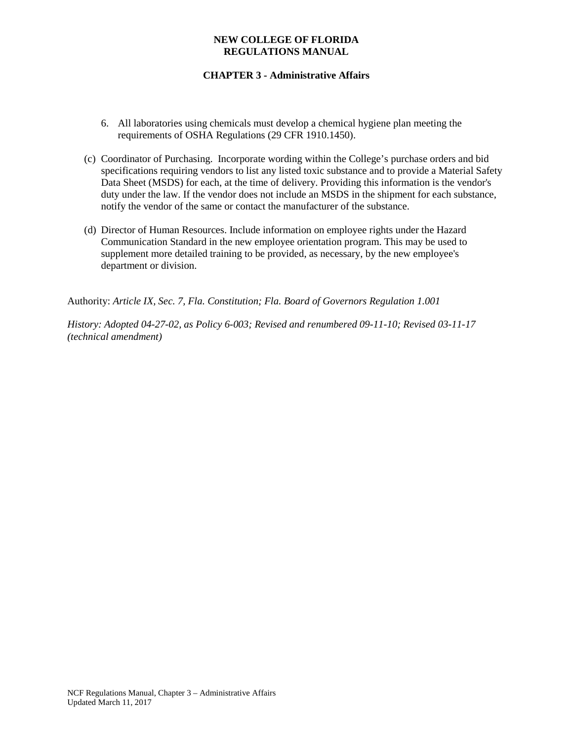6. All laboratories using chemicals must develop a chemical hygiene plan meeting the requirements of OSHA Regulations (29 CFR 1910.1450).

(c) Coordinator of Purchasing. Incorporate wording within the College's purchase orders and bid specifications requiring vendors to list any listed toxic substance and to provide a Material Safety Data Sheet (MSDS) for each, at the time of delivery. Providing this information is the vendor's duty under the law. If the vendor does not include an MSDS in the shipment for each substance, notify the vendor of the same or contact the manufacturer of the substance.

(d) Director of Human Resources. Include information on employee rights under the Hazard Communication Standard in the new employee orientation program. This may be used to supplement more detailed training to be provided, as necessary, by the new employee's department or division.

Authority: *Article IX, Sec. 7, Fla. Constitution; Fla. Board of Governors Regulation 1.001*

*History: Adopted 04-27-02, as Policy 6-003; Revised and renumbered 09-11-10; Revised 03-11-17 (technical amendment)*